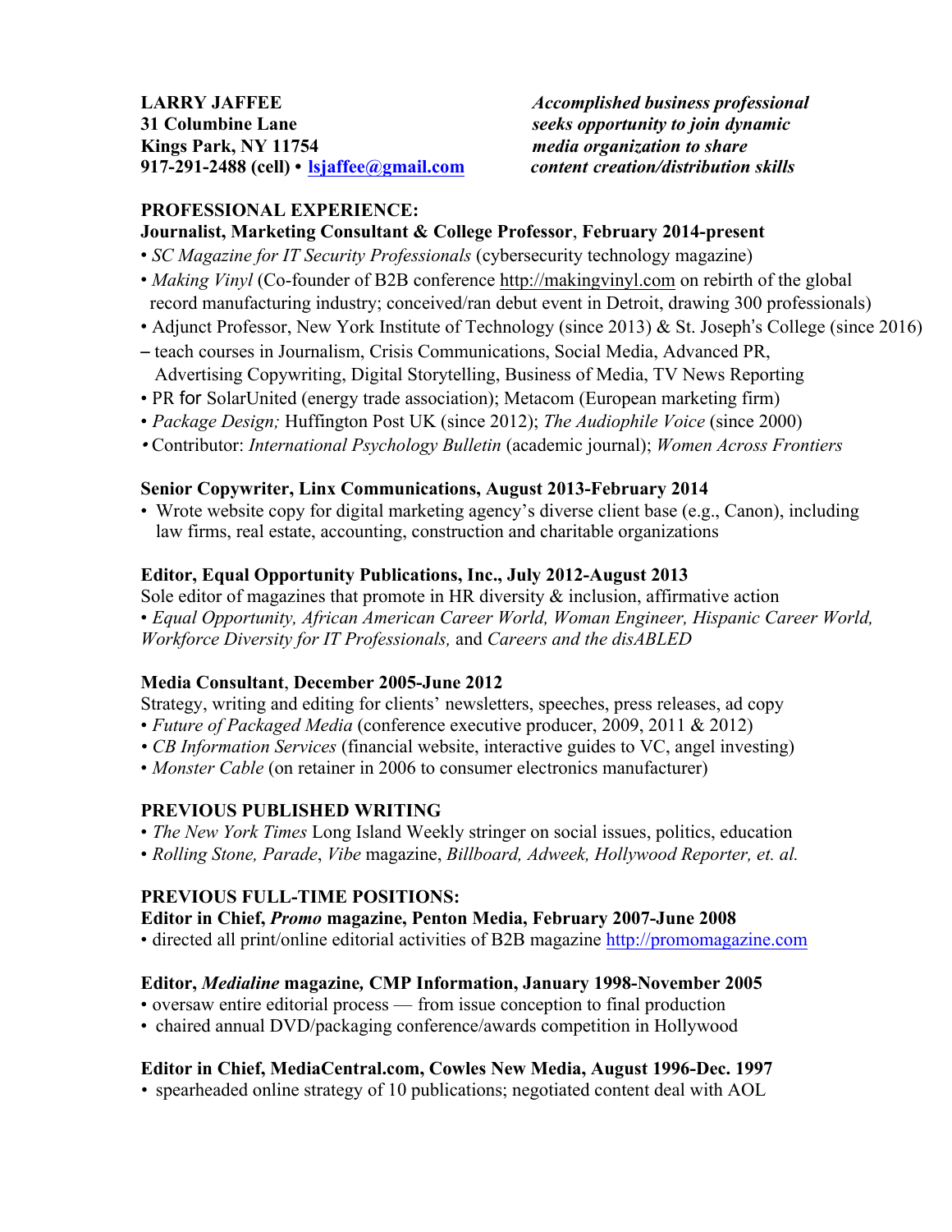**LARRY JAFFEE**
**31 Columbine Lane**
**Kings Park, NY 11754**
**917-291-2488 (cell) • [lsjaffee@gmail.com](mailto:lsjaffee@gmail.com)**

***Accomplished business professional seeks opportunity to join dynamic media organization to share content creation/distribution skills***

## PROFESSIONAL EXPERIENCE:

**Journalist, Marketing Consultant & College Professor, February 2014-present**

- *SC Magazine for IT Security Professionals* (cybersecurity technology magazine)
- *Making Vinyl* (Co-founder of B2B conference http://makingvinyl.com on rebirth of the global record manufacturing industry; conceived/ran debut event in Detroit, drawing 300 professionals)
- Adjunct Professor, New York Institute of Technology (since 2013) & St. Joseph's College (since 2016) – teach courses in Journalism, Crisis Communications, Social Media, Advanced PR, Advertising Copywriting, Digital Storytelling, Business of Media, TV News Reporting
- PR for SolarUnited (energy trade association); Metacom (European marketing firm)
- *Package Design;* Huffington Post UK (since 2012); *The Audiophile Voice* (since 2000)
- Contributor: *International Psychology Bulletin* (academic journal); *Women Across Frontiers*

**Senior Copywriter, Linx Communications, August 2013-February 2014**

- Wrote website copy for digital marketing agency's diverse client base (e.g., Canon), including law firms, real estate, accounting, construction and charitable organizations

**Editor, Equal Opportunity Publications, Inc., July 2012-August 2013**

Sole editor of magazines that promote in HR diversity & inclusion, affirmative action

- *Equal Opportunity, African American Career World, Woman Engineer, Hispanic Career World, Workforce Diversity for IT Professionals,* and *Careers and the disABLED*

**Media Consultant, December 2005-June 2012**

Strategy, writing and editing for clients' newsletters, speeches, press releases, ad copy

- *Future of Packaged Media* (conference executive producer, 2009, 2011 & 2012)
- *CB Information Services* (financial website, interactive guides to VC, angel investing)
- *Monster Cable* (on retainer in 2006 to consumer electronics manufacturer)

## PREVIOUS PUBLISHED WRITING

- *The New York Times* Long Island Weekly stringer on social issues, politics, education
- *Rolling Stone, Parade*, *Vibe* magazine, *Billboard, Adweek, Hollywood Reporter, et. al.*

## PREVIOUS FULL-TIME POSITIONS:

**Editor in Chief, *Promo* magazine, Penton Media, February 2007-June 2008**

- directed all print/online editorial activities of B2B magazine http://promomagazine.com

**Editor, *Medialine* magazine, CMP Information, January 1998-November 2005**

- oversaw entire editorial process — from issue conception to final production
- chaired annual DVD/packaging conference/awards competition in Hollywood

**Editor in Chief, MediaCentral.com, Cowles New Media, August 1996-Dec. 1997**

- spearheaded online strategy of 10 publications; negotiated content deal with AOL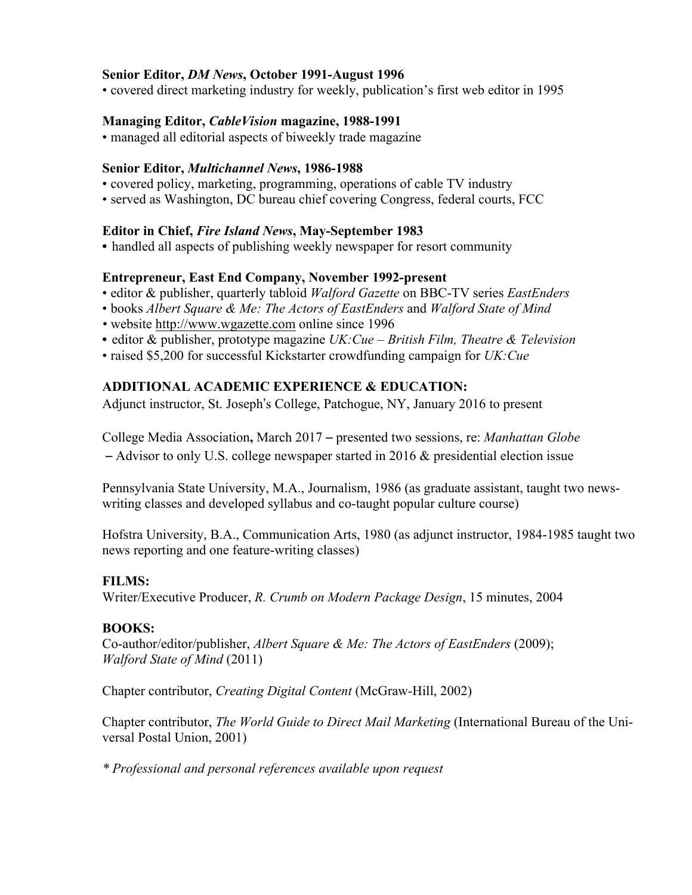**Senior Editor, *DM News*, October 1991-August 1996**
- covered direct marketing industry for weekly, publication's first web editor in 1995

**Managing Editor, *CableVision* magazine, 1988-1991**
- managed all editorial aspects of biweekly trade magazine

**Senior Editor, *Multichannel News*, 1986-1988**
- covered policy, marketing, programming, operations of cable TV industry
- served as Washington, DC bureau chief covering Congress, federal courts, FCC

**Editor in Chief, *Fire Island News*, May-September 1983**
- handled all aspects of publishing weekly newspaper for resort community

**Entrepreneur, East End Company, November 1992-present**
- editor & publisher, quarterly tabloid *Walford Gazette* on BBC-TV series *EastEnders*
- books *Albert Square & Me: The Actors of EastEnders* and *Walford State of Mind*
- website http://www.wgazette.com online since 1996
- editor & publisher, prototype magazine *UK:Cue – British Film, Theatre & Television*
- raised $5,200 for successful Kickstarter crowdfunding campaign for *UK:Cue*

## ADDITIONAL ACADEMIC EXPERIENCE & EDUCATION:

Adjunct instructor, St. Joseph's College, Patchogue, NY, January 2016 to present

College Media Association**,** March 2017 – presented two sessions, re: *Manhattan Globe* – Advisor to only U.S. college newspaper started in 2016 & presidential election issue

Pennsylvania State University, M.A., Journalism, 1986 (as graduate assistant, taught two news-writing classes and developed syllabus and co-taught popular culture course)

Hofstra University, B.A., Communication Arts, 1980 (as adjunct instructor, 1984-1985 taught two news reporting and one feature-writing classes)

## FILMS:

Writer/Executive Producer, *R. Crumb on Modern Package Design*, 15 minutes, 2004

## BOOKS:

Co-author/editor/publisher, *Albert Square & Me: The Actors of EastEnders* (2009); *Walford State of Mind* (2011)

Chapter contributor, *Creating Digital Content* (McGraw-Hill, 2002)

Chapter contributor, *The World Guide to Direct Mail Marketing* (International Bureau of the Universal Postal Union, 2001)

*\* Professional and personal references available upon request*